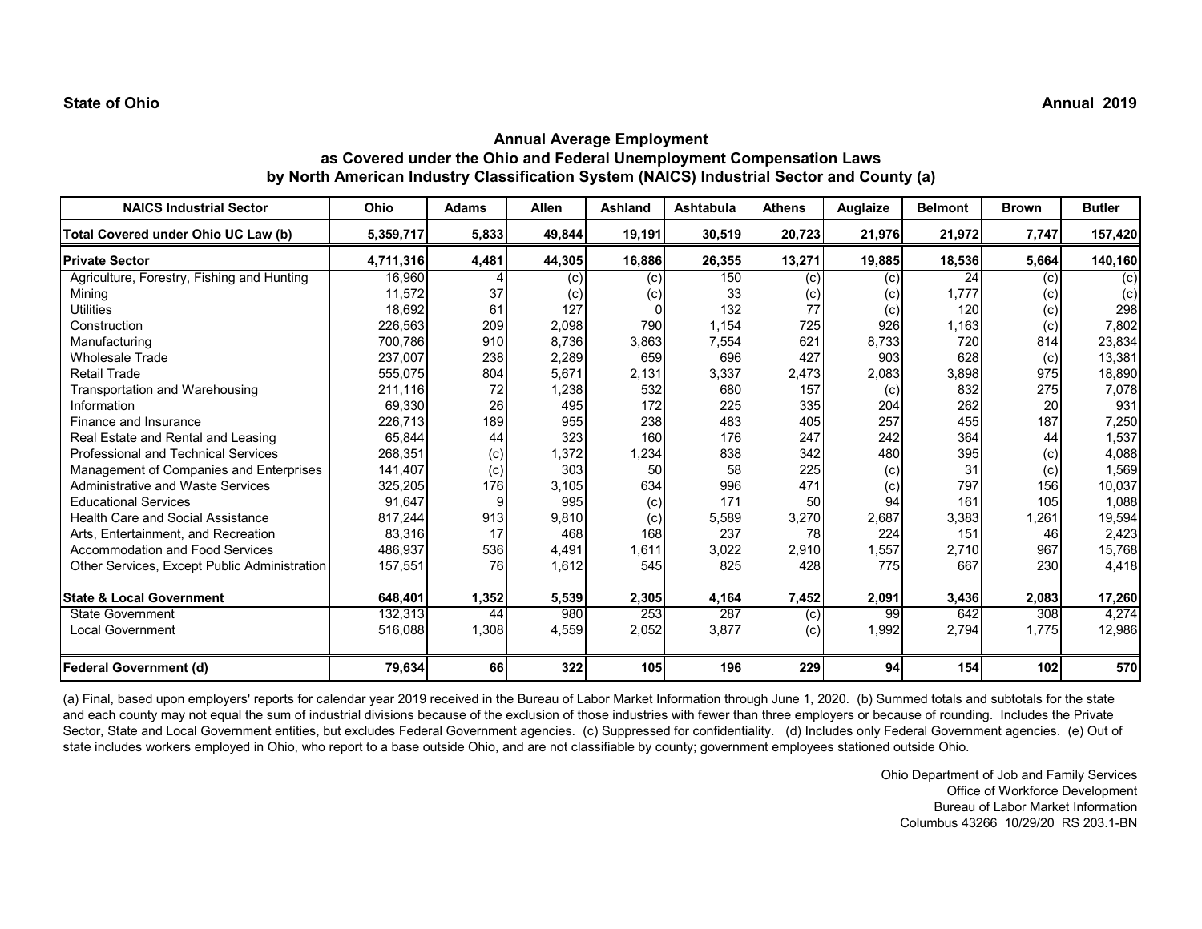**State of Ohio** **Annual 2019**

## Annual Average Employment as Covered under the Ohio and Federal Unemployment Compensation Laws by North American Industry Classification System (NAICS) Industrial Sector and County (a)

| NAICS Industrial Sector | Ohio | Adams | Allen | Ashland | Ashtabula | Athens | Auglaize | Belmont | Brown | Butler |
|---|---|---|---|---|---|---|---|---|---|---|
| **Total Covered under Ohio UC Law (b)** | **5,359,717** | **5,833** | **49,844** | **19,191** | **30,519** | **20,723** | **21,976** | **21,972** | **7,747** | **157,420** |
| **Private Sector** | **4,711,316** | **4,481** | **44,305** | **16,886** | **26,355** | **13,271** | **19,885** | **18,536** | **5,664** | **140,160** |
| Agriculture, Forestry, Fishing and Hunting | 16,960 | 4 | (c) | (c) | 150 | (c) | (c) | 24 | (c) | (c) |
| Mining | 11,572 | 37 | (c) | (c) | 33 | (c) | (c) | 1,777 | (c) | (c) |
| Utilities | 18,692 | 61 | 127 | 0 | 132 | 77 | (c) | 120 | (c) | 298 |
| Construction | 226,563 | 209 | 2,098 | 790 | 1,154 | 725 | 926 | 1,163 | (c) | 7,802 |
| Manufacturing | 700,786 | 910 | 8,736 | 3,863 | 7,554 | 621 | 8,733 | 720 | 814 | 23,834 |
| Wholesale Trade | 237,007 | 238 | 2,289 | 659 | 696 | 427 | 903 | 628 | (c) | 13,381 |
| Retail Trade | 555,075 | 804 | 5,671 | 2,131 | 3,337 | 2,473 | 2,083 | 3,898 | 975 | 18,890 |
| Transportation and Warehousing | 211,116 | 72 | 1,238 | 532 | 680 | 157 | (c) | 832 | 275 | 7,078 |
| Information | 69,330 | 26 | 495 | 172 | 225 | 335 | 204 | 262 | 20 | 931 |
| Finance and Insurance | 226,713 | 189 | 955 | 238 | 483 | 405 | 257 | 455 | 187 | 7,250 |
| Real Estate and Rental and Leasing | 65,844 | 44 | 323 | 160 | 176 | 247 | 242 | 364 | 44 | 1,537 |
| Professional and Technical Services | 268,351 | (c) | 1,372 | 1,234 | 838 | 342 | 480 | 395 | (c) | 4,088 |
| Management of Companies and Enterprises | 141,407 | (c) | 303 | 50 | 58 | 225 | (c) | 31 | (c) | 1,569 |
| Administrative and Waste Services | 325,205 | 176 | 3,105 | 634 | 996 | 471 | (c) | 797 | 156 | 10,037 |
| Educational Services | 91,647 | 9 | 995 | (c) | 171 | 50 | 94 | 161 | 105 | 1,088 |
| Health Care and Social Assistance | 817,244 | 913 | 9,810 | (c) | 5,589 | 3,270 | 2,687 | 3,383 | 1,261 | 19,594 |
| Arts, Entertainment, and Recreation | 83,316 | 17 | 468 | 168 | 237 | 78 | 224 | 151 | 46 | 2,423 |
| Accommodation and Food Services | 486,937 | 536 | 4,491 | 1,611 | 3,022 | 2,910 | 1,557 | 2,710 | 967 | 15,768 |
| Other Services, Except Public Administration | 157,551 | 76 | 1,612 | 545 | 825 | 428 | 775 | 667 | 230 | 4,418 |
| **State & Local Government** | **648,401** | **1,352** | **5,539** | **2,305** | **4,164** | **7,452** | **2,091** | **3,436** | **2,083** | **17,260** |
| State Government | 132,313 | 44 | 980 | 253 | 287 | (c) | 99 | 642 | 308 | 4,274 |
| Local Government | 516,088 | 1,308 | 4,559 | 2,052 | 3,877 | (c) | 1,992 | 2,794 | 1,775 | 12,986 |
| **Federal Government (d)** | **79,634** | **66** | **322** | **105** | **196** | **229** | **94** | **154** | **102** | **570** |

(a) Final, based upon employers' reports for calendar year 2019 received in the Bureau of Labor Market Information through June 1, 2020. (b) Summed totals and subtotals for the state and each county may not equal the sum of industrial divisions because of the exclusion of those industries with fewer than three employers or because of rounding. Includes the Private Sector, State and Local Government entities, but excludes Federal Government agencies. (c) Suppressed for confidentiality. (d) Includes only Federal Government agencies. (e) Out of state includes workers employed in Ohio, who report to a base outside Ohio, and are not classifiable by county; government employees stationed outside Ohio.

Ohio Department of Job and Family Services
Office of Workforce Development
Bureau of Labor Market Information
Columbus 43266 10/29/20 RS 203.1-BN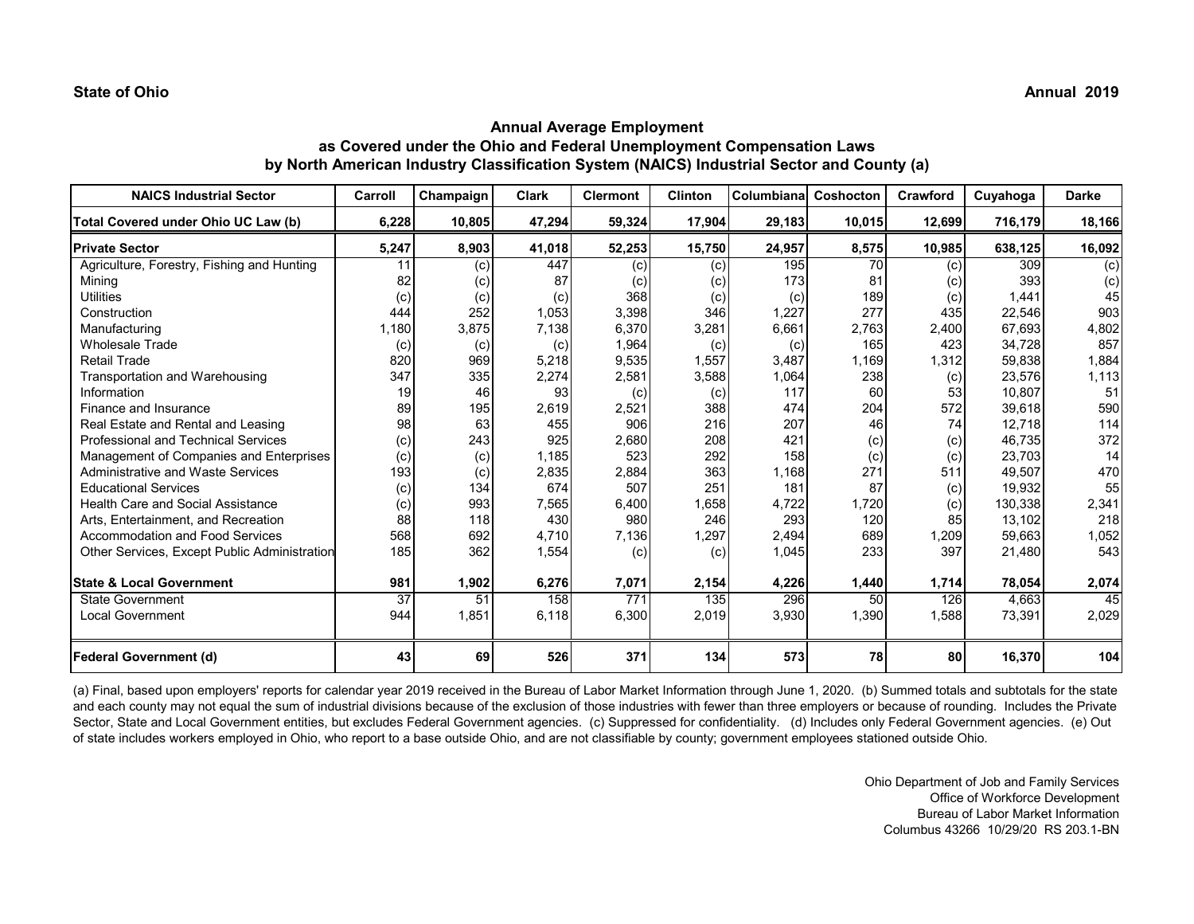**State of Ohio** **Annual 2019**

## Annual Average Employment
### as Covered under the Ohio and Federal Unemployment Compensation Laws
### by North American Industry Classification System (NAICS) Industrial Sector and County (a)

| NAICS Industrial Sector | Carroll | Champaign | Clark | Clermont | Clinton | Columbiana | Coshocton | Crawford | Cuyahoga | Darke |
|---|---|---|---|---|---|---|---|---|---|---|
| **Total Covered under Ohio UC Law (b)** | **6,228** | **10,805** | **47,294** | **59,324** | **17,904** | **29,183** | **10,015** | **12,699** | **716,179** | **18,166** |
| **Private Sector** | **5,247** | **8,903** | **41,018** | **52,253** | **15,750** | **24,957** | **8,575** | **10,985** | **638,125** | **16,092** |
| Agriculture, Forestry, Fishing and Hunting | 11 | (c) | 447 | (c) | (c) | 195 | 70 | (c) | 309 | (c) |
| Mining | 82 | (c) | 87 | (c) | (c) | 173 | 81 | (c) | 393 | (c) |
| Utilities | (c) | (c) | (c) | 368 | (c) | (c) | 189 | (c) | 1,441 | 45 |
| Construction | 444 | 252 | 1,053 | 3,398 | 346 | 1,227 | 277 | 435 | 22,546 | 903 |
| Manufacturing | 1,180 | 3,875 | 7,138 | 6,370 | 3,281 | 6,661 | 2,763 | 2,400 | 67,693 | 4,802 |
| Wholesale Trade | (c) | (c) | (c) | 1,964 | (c) | (c) | 165 | 423 | 34,728 | 857 |
| Retail Trade | 820 | 969 | 5,218 | 9,535 | 1,557 | 3,487 | 1,169 | 1,312 | 59,838 | 1,884 |
| Transportation and Warehousing | 347 | 335 | 2,274 | 2,581 | 3,588 | 1,064 | 238 | (c) | 23,576 | 1,113 |
| Information | 19 | 46 | 93 | (c) | (c) | 117 | 60 | 53 | 10,807 | 51 |
| Finance and Insurance | 89 | 195 | 2,619 | 2,521 | 388 | 474 | 204 | 572 | 39,618 | 590 |
| Real Estate and Rental and Leasing | 98 | 63 | 455 | 906 | 216 | 207 | 46 | 74 | 12,718 | 114 |
| Professional and Technical Services | (c) | 243 | 925 | 2,680 | 208 | 421 | (c) | (c) | 46,735 | 372 |
| Management of Companies and Enterprises | (c) | (c) | 1,185 | 523 | 292 | 158 | (c) | (c) | 23,703 | 14 |
| Administrative and Waste Services | 193 | (c) | 2,835 | 2,884 | 363 | 1,168 | 271 | 511 | 49,507 | 470 |
| Educational Services | (c) | 134 | 674 | 507 | 251 | 181 | 87 | (c) | 19,932 | 55 |
| Health Care and Social Assistance | (c) | 993 | 7,565 | 6,400 | 1,658 | 4,722 | 1,720 | (c) | 130,338 | 2,341 |
| Arts, Entertainment, and Recreation | 88 | 118 | 430 | 980 | 246 | 293 | 120 | 85 | 13,102 | 218 |
| Accommodation and Food Services | 568 | 692 | 4,710 | 7,136 | 1,297 | 2,494 | 689 | 1,209 | 59,663 | 1,052 |
| Other Services, Except Public Administration | 185 | 362 | 1,554 | (c) | (c) | 1,045 | 233 | 397 | 21,480 | 543 |
| **State & Local Government** | **981** | **1,902** | **6,276** | **7,071** | **2,154** | **4,226** | **1,440** | **1,714** | **78,054** | **2,074** |
| State Government | 37 | 51 | 158 | 771 | 135 | 296 | 50 | 126 | 4,663 | 45 |
| Local Government | 944 | 1,851 | 6,118 | 6,300 | 2,019 | 3,930 | 1,390 | 1,588 | 73,391 | 2,029 |
| **Federal Government (d)** | **43** | **69** | **526** | **371** | **134** | **573** | **78** | **80** | **16,370** | **104** |

(a) Final, based upon employers' reports for calendar year 2019 received in the Bureau of Labor Market Information through June 1, 2020. (b) Summed totals and subtotals for the state and each county may not equal the sum of industrial divisions because of the exclusion of those industries with fewer than three employers or because of rounding. Includes the Private Sector, State and Local Government entities, but excludes Federal Government agencies. (c) Suppressed for confidentiality. (d) Includes only Federal Government agencies. (e) Out of state includes workers employed in Ohio, who report to a base outside Ohio, and are not classifiable by county; government employees stationed outside Ohio.

Ohio Department of Job and Family Services
Office of Workforce Development
Bureau of Labor Market Information
Columbus 43266 10/29/20 RS 203.1-BN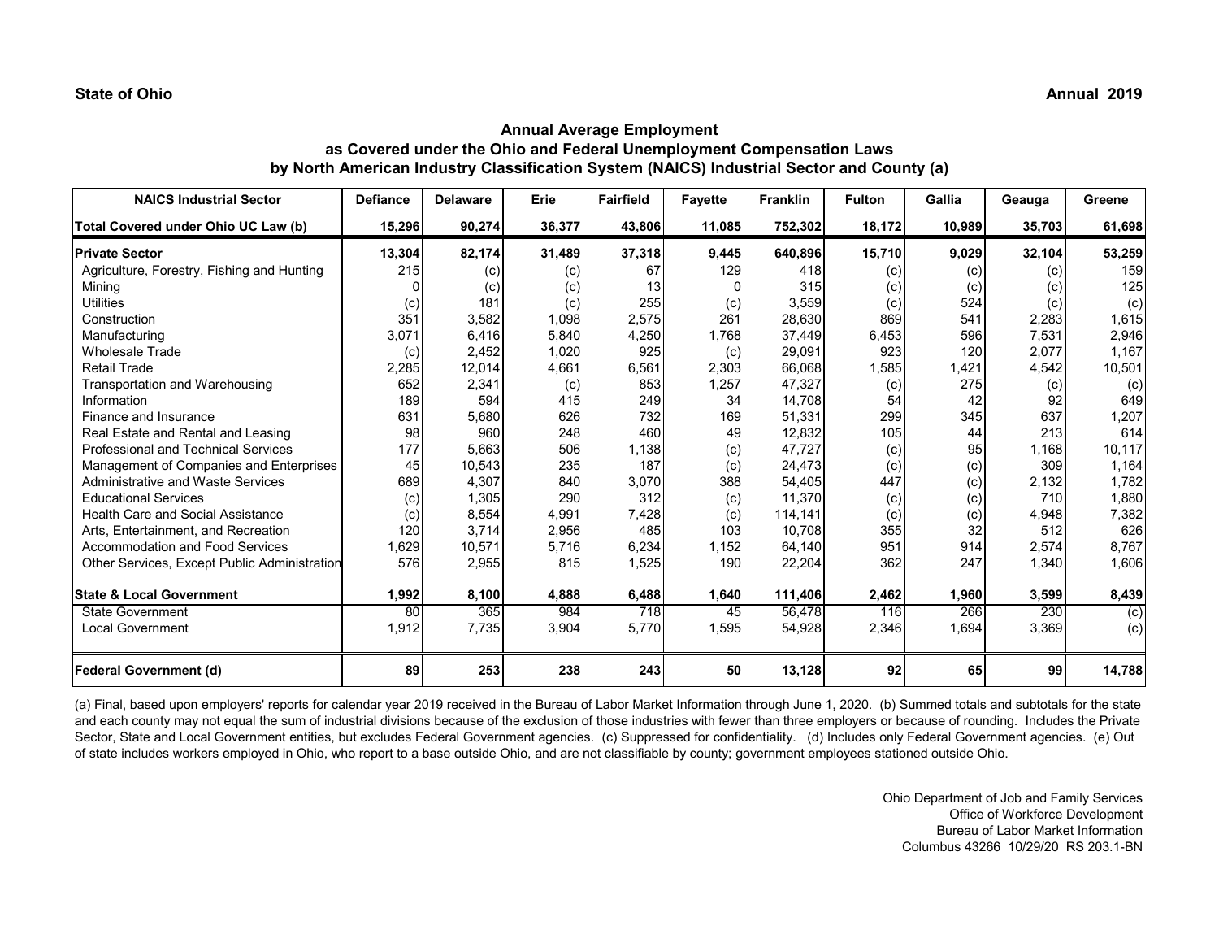**State of Ohio** **Annual 2019**

## Annual Average Employment
### as Covered under the Ohio and Federal Unemployment Compensation Laws
### by North American Industry Classification System (NAICS) Industrial Sector and County (a)

| NAICS Industrial Sector | Defiance | Delaware | Erie | Fairfield | Fayette | Franklin | Fulton | Gallia | Geauga | Greene |
|---|---|---|---|---|---|---|---|---|---|---|
| **Total Covered under Ohio UC Law (b)** | **15,296** | **90,274** | **36,377** | **43,806** | **11,085** | **752,302** | **18,172** | **10,989** | **35,703** | **61,698** |
| **Private Sector** | **13,304** | **82,174** | **31,489** | **37,318** | **9,445** | **640,896** | **15,710** | **9,029** | **32,104** | **53,259** |
| Agriculture, Forestry, Fishing and Hunting | 215 | (c) | (c) | 67 | 129 | 418 | (c) | (c) | (c) | 159 |
| Mining | 0 | (c) | (c) | 13 | 0 | 315 | (c) | (c) | (c) | 125 |
| Utilities | (c) | 181 | (c) | 255 | (c) | 3,559 | (c) | 524 | (c) | (c) |
| Construction | 351 | 3,582 | 1,098 | 2,575 | 261 | 28,630 | 869 | 541 | 2,283 | 1,615 |
| Manufacturing | 3,071 | 6,416 | 5,840 | 4,250 | 1,768 | 37,449 | 6,453 | 596 | 7,531 | 2,946 |
| Wholesale Trade | (c) | 2,452 | 1,020 | 925 | (c) | 29,091 | 923 | 120 | 2,077 | 1,167 |
| Retail Trade | 2,285 | 12,014 | 4,661 | 6,561 | 2,303 | 66,068 | 1,585 | 1,421 | 4,542 | 10,501 |
| Transportation and Warehousing | 652 | 2,341 | (c) | 853 | 1,257 | 47,327 | (c) | 275 | (c) | (c) |
| Information | 189 | 594 | 415 | 249 | 34 | 14,708 | 54 | 42 | 92 | 649 |
| Finance and Insurance | 631 | 5,680 | 626 | 732 | 169 | 51,331 | 299 | 345 | 637 | 1,207 |
| Real Estate and Rental and Leasing | 98 | 960 | 248 | 460 | 49 | 12,832 | 105 | 44 | 213 | 614 |
| Professional and Technical Services | 177 | 5,663 | 506 | 1,138 | (c) | 47,727 | (c) | 95 | 1,168 | 10,117 |
| Management of Companies and Enterprises | 45 | 10,543 | 235 | 187 | (c) | 24,473 | (c) | (c) | 309 | 1,164 |
| Administrative and Waste Services | 689 | 4,307 | 840 | 3,070 | 388 | 54,405 | 447 | (c) | 2,132 | 1,782 |
| Educational Services | (c) | 1,305 | 290 | 312 | (c) | 11,370 | (c) | (c) | 710 | 1,880 |
| Health Care and Social Assistance | (c) | 8,554 | 4,991 | 7,428 | (c) | 114,141 | (c) | (c) | 4,948 | 7,382 |
| Arts, Entertainment, and Recreation | 120 | 3,714 | 2,956 | 485 | 103 | 10,708 | 355 | 32 | 512 | 626 |
| Accommodation and Food Services | 1,629 | 10,571 | 5,716 | 6,234 | 1,152 | 64,140 | 951 | 914 | 2,574 | 8,767 |
| Other Services, Except Public Administration | 576 | 2,955 | 815 | 1,525 | 190 | 22,204 | 362 | 247 | 1,340 | 1,606 |
| **State & Local Government** | **1,992** | **8,100** | **4,888** | **6,488** | **1,640** | **111,406** | **2,462** | **1,960** | **3,599** | **8,439** |
| State Government | 80 | 365 | 984 | 718 | 45 | 56,478 | 116 | 266 | 230 | (c) |
| Local Government | 1,912 | 7,735 | 3,904 | 5,770 | 1,595 | 54,928 | 2,346 | 1,694 | 3,369 | (c) |
| **Federal Government (d)** | **89** | **253** | **238** | **243** | **50** | **13,128** | **92** | **65** | **99** | **14,788** |

(a) Final, based upon employers' reports for calendar year 2019 received in the Bureau of Labor Market Information through June 1, 2020. (b) Summed totals and subtotals for the state and each county may not equal the sum of industrial divisions because of the exclusion of those industries with fewer than three employers or because of rounding. Includes the Private Sector, State and Local Government entities, but excludes Federal Government agencies. (c) Suppressed for confidentiality. (d) Includes only Federal Government agencies. (e) Out of state includes workers employed in Ohio, who report to a base outside Ohio, and are not classifiable by county; government employees stationed outside Ohio.

Ohio Department of Job and Family Services
Office of Workforce Development
Bureau of Labor Market Information
Columbus 43266 10/29/20 RS 203.1-BN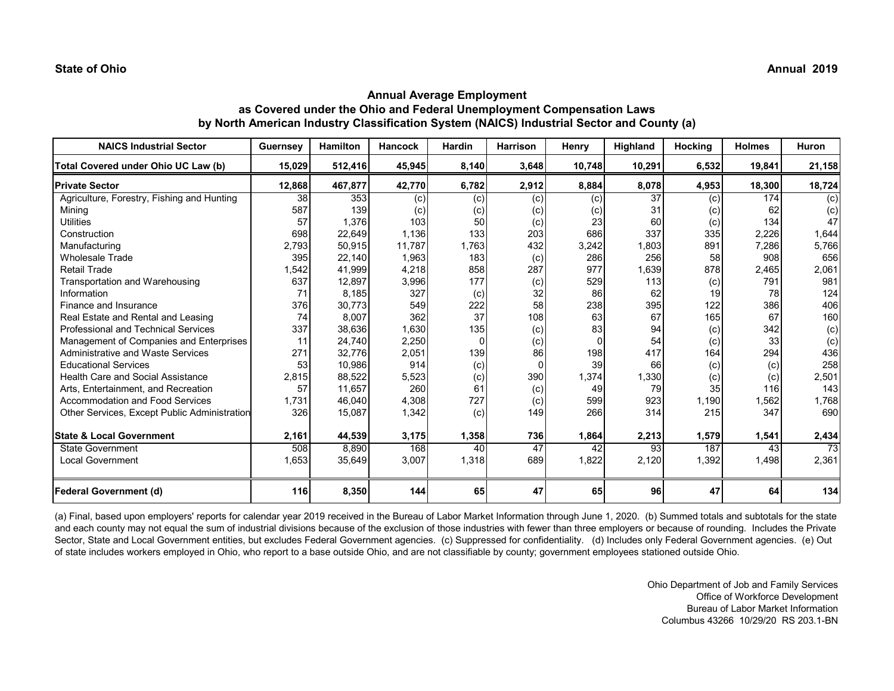**State of Ohio** **Annual 2019**

## Annual Average Employment
## as Covered under the Ohio and Federal Unemployment Compensation Laws
## by North American Industry Classification System (NAICS) Industrial Sector and County (a)

| NAICS Industrial Sector | Guernsey | Hamilton | Hancock | Hardin | Harrison | Henry | Highland | Hocking | Holmes | Huron |
|---|---|---|---|---|---|---|---|---|---|---|
| **Total Covered under Ohio UC Law (b)** | **15,029** | **512,416** | **45,945** | **8,140** | **3,648** | **10,748** | **10,291** | **6,532** | **19,841** | **21,158** |
| **Private Sector** | **12,868** | **467,877** | **42,770** | **6,782** | **2,912** | **8,884** | **8,078** | **4,953** | **18,300** | **18,724** |
| Agriculture, Forestry, Fishing and Hunting | 38 | 353 | (c) | (c) | (c) | (c) | 37 | (c) | 174 | (c) |
| Mining | 587 | 139 | (c) | (c) | (c) | (c) | 31 | (c) | 62 | (c) |
| Utilities | 57 | 1,376 | 103 | 50 | (c) | 23 | 60 | (c) | 134 | 47 |
| Construction | 698 | 22,649 | 1,136 | 133 | 203 | 686 | 337 | 335 | 2,226 | 1,644 |
| Manufacturing | 2,793 | 50,915 | 11,787 | 1,763 | 432 | 3,242 | 1,803 | 891 | 7,286 | 5,766 |
| Wholesale Trade | 395 | 22,140 | 1,963 | 183 | (c) | 286 | 256 | 58 | 908 | 656 |
| Retail Trade | 1,542 | 41,999 | 4,218 | 858 | 287 | 977 | 1,639 | 878 | 2,465 | 2,061 |
| Transportation and Warehousing | 637 | 12,897 | 3,996 | 177 | (c) | 529 | 113 | (c) | 791 | 981 |
| Information | 71 | 8,185 | 327 | (c) | 32 | 86 | 62 | 19 | 78 | 124 |
| Finance and Insurance | 376 | 30,773 | 549 | 222 | 58 | 238 | 395 | 122 | 386 | 406 |
| Real Estate and Rental and Leasing | 74 | 8,007 | 362 | 37 | 108 | 63 | 67 | 165 | 67 | 160 |
| Professional and Technical Services | 337 | 38,636 | 1,630 | 135 | (c) | 83 | 94 | (c) | 342 | (c) |
| Management of Companies and Enterprises | 11 | 24,740 | 2,250 | 0 | (c) | 0 | 54 | (c) | 33 | (c) |
| Administrative and Waste Services | 271 | 32,776 | 2,051 | 139 | 86 | 198 | 417 | 164 | 294 | 436 |
| Educational Services | 53 | 10,986 | 914 | (c) | 0 | 39 | 66 | (c) | (c) | 258 |
| Health Care and Social Assistance | 2,815 | 88,522 | 5,523 | (c) | 390 | 1,374 | 1,330 | (c) | (c) | 2,501 |
| Arts, Entertainment, and Recreation | 57 | 11,657 | 260 | 61 | (c) | 49 | 79 | 35 | 116 | 143 |
| Accommodation and Food Services | 1,731 | 46,040 | 4,308 | 727 | (c) | 599 | 923 | 1,190 | 1,562 | 1,768 |
| Other Services, Except Public Administration | 326 | 15,087 | 1,342 | (c) | 149 | 266 | 314 | 215 | 347 | 690 |
| **State & Local Government** | **2,161** | **44,539** | **3,175** | **1,358** | **736** | **1,864** | **2,213** | **1,579** | **1,541** | **2,434** |
| State Government | 508 | 8,890 | 168 | 40 | 47 | 42 | 93 | 187 | 43 | 73 |
| Local Government | 1,653 | 35,649 | 3,007 | 1,318 | 689 | 1,822 | 2,120 | 1,392 | 1,498 | 2,361 |
| **Federal Government (d)** | **116** | **8,350** | **144** | **65** | **47** | **65** | **96** | **47** | **64** | **134** |

(a) Final, based upon employers' reports for calendar year 2019 received in the Bureau of Labor Market Information through June 1, 2020. (b) Summed totals and subtotals for the state and each county may not equal the sum of industrial divisions because of the exclusion of those industries with fewer than three employers or because of rounding. Includes the Private Sector, State and Local Government entities, but excludes Federal Government agencies. (c) Suppressed for confidentiality. (d) Includes only Federal Government agencies. (e) Out of state includes workers employed in Ohio, who report to a base outside Ohio, and are not classifiable by county; government employees stationed outside Ohio.

Ohio Department of Job and Family Services
Office of Workforce Development
Bureau of Labor Market Information
Columbus 43266 10/29/20 RS 203.1-BN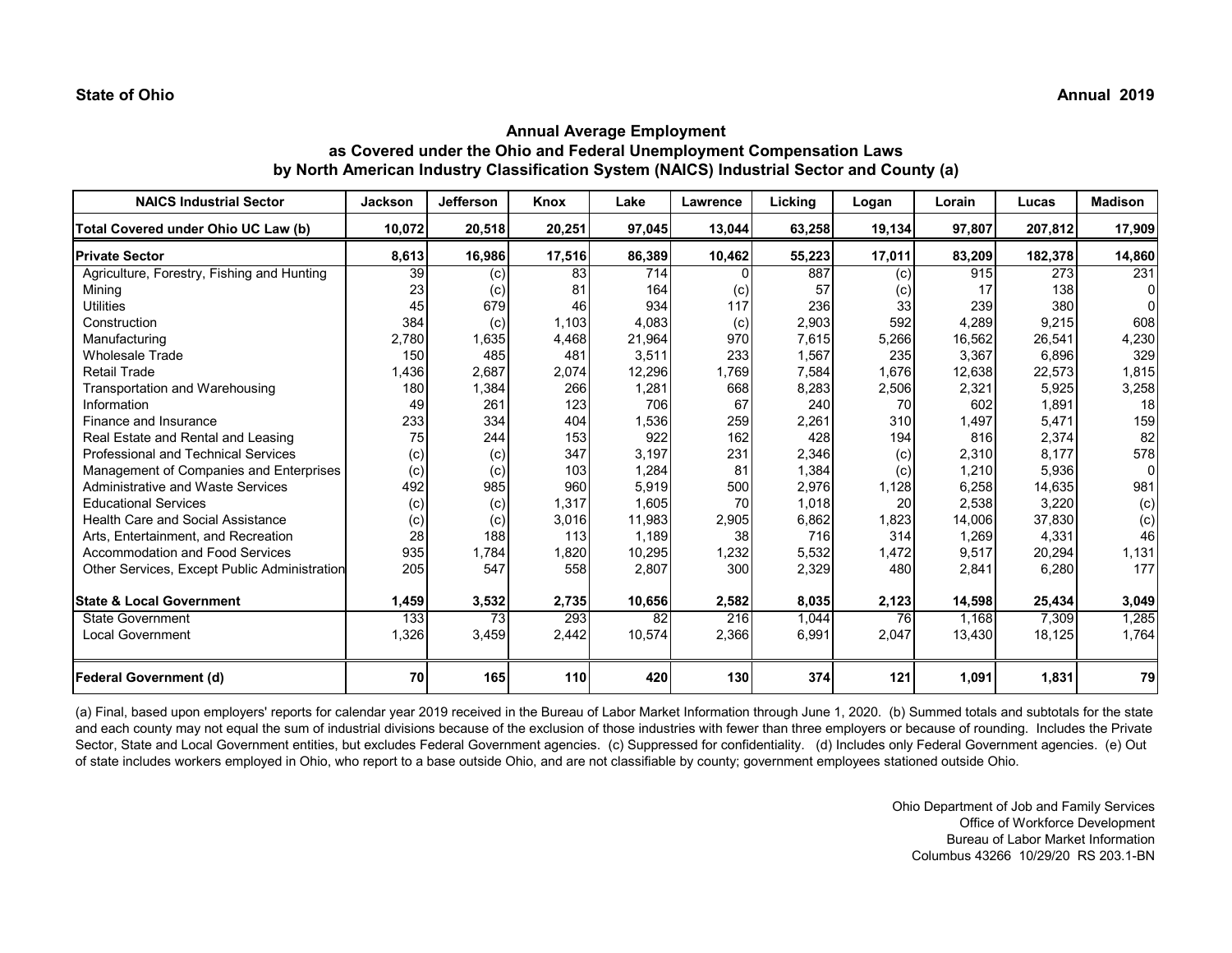**State of Ohio** **Annual 2019**

## Annual Average Employment
## as Covered under the Ohio and Federal Unemployment Compensation Laws
## by North American Industry Classification System (NAICS) Industrial Sector and County (a)

| NAICS Industrial Sector | Jackson | Jefferson | Knox | Lake | Lawrence | Licking | Logan | Lorain | Lucas | Madison |
|---|---|---|---|---|---|---|---|---|---|---|
| **Total Covered under Ohio UC Law (b)** | **10,072** | **20,518** | **20,251** | **97,045** | **13,044** | **63,258** | **19,134** | **97,807** | **207,812** | **17,909** |
| **Private Sector** | **8,613** | **16,986** | **17,516** | **86,389** | **10,462** | **55,223** | **17,011** | **83,209** | **182,378** | **14,860** |
| Agriculture, Forestry, Fishing and Hunting | 39 | (c) | 83 | 714 | 0 | 887 | (c) | 915 | 273 | 231 |
| Mining | 23 | (c) | 81 | 164 | (c) | 57 | (c) | 17 | 138 | 0 |
| Utilities | 45 | 679 | 46 | 934 | 117 | 236 | 33 | 239 | 380 | 0 |
| Construction | 384 | (c) | 1,103 | 4,083 | (c) | 2,903 | 592 | 4,289 | 9,215 | 608 |
| Manufacturing | 2,780 | 1,635 | 4,468 | 21,964 | 970 | 7,615 | 5,266 | 16,562 | 26,541 | 4,230 |
| Wholesale Trade | 150 | 485 | 481 | 3,511 | 233 | 1,567 | 235 | 3,367 | 6,896 | 329 |
| Retail Trade | 1,436 | 2,687 | 2,074 | 12,296 | 1,769 | 7,584 | 1,676 | 12,638 | 22,573 | 1,815 |
| Transportation and Warehousing | 180 | 1,384 | 266 | 1,281 | 668 | 8,283 | 2,506 | 2,321 | 5,925 | 3,258 |
| Information | 49 | 261 | 123 | 706 | 67 | 240 | 70 | 602 | 1,891 | 18 |
| Finance and Insurance | 233 | 334 | 404 | 1,536 | 259 | 2,261 | 310 | 1,497 | 5,471 | 159 |
| Real Estate and Rental and Leasing | 75 | 244 | 153 | 922 | 162 | 428 | 194 | 816 | 2,374 | 82 |
| Professional and Technical Services | (c) | (c) | 347 | 3,197 | 231 | 2,346 | (c) | 2,310 | 8,177 | 578 |
| Management of Companies and Enterprises | (c) | (c) | 103 | 1,284 | 81 | 1,384 | (c) | 1,210 | 5,936 | 0 |
| Administrative and Waste Services | 492 | 985 | 960 | 5,919 | 500 | 2,976 | 1,128 | 6,258 | 14,635 | 981 |
| Educational Services | (c) | (c) | 1,317 | 1,605 | 70 | 1,018 | 20 | 2,538 | 3,220 | (c) |
| Health Care and Social Assistance | (c) | (c) | 3,016 | 11,983 | 2,905 | 6,862 | 1,823 | 14,006 | 37,830 | (c) |
| Arts, Entertainment, and Recreation | 28 | 188 | 113 | 1,189 | 38 | 716 | 314 | 1,269 | 4,331 | 46 |
| Accommodation and Food Services | 935 | 1,784 | 1,820 | 10,295 | 1,232 | 5,532 | 1,472 | 9,517 | 20,294 | 1,131 |
| Other Services, Except Public Administration | 205 | 547 | 558 | 2,807 | 300 | 2,329 | 480 | 2,841 | 6,280 | 177 |
| **State & Local Government** | **1,459** | **3,532** | **2,735** | **10,656** | **2,582** | **8,035** | **2,123** | **14,598** | **25,434** | **3,049** |
| State Government | 133 | 73 | 293 | 82 | 216 | 1,044 | 76 | 1,168 | 7,309 | 1,285 |
| Local Government | 1,326 | 3,459 | 2,442 | 10,574 | 2,366 | 6,991 | 2,047 | 13,430 | 18,125 | 1,764 |
| **Federal Government (d)** | **70** | **165** | **110** | **420** | **130** | **374** | **121** | **1,091** | **1,831** | **79** |

(a) Final, based upon employers' reports for calendar year 2019 received in the Bureau of Labor Market Information through June 1, 2020. (b) Summed totals and subtotals for the state and each county may not equal the sum of industrial divisions because of the exclusion of those industries with fewer than three employers or because of rounding. Includes the Private Sector, State and Local Government entities, but excludes Federal Government agencies. (c) Suppressed for confidentiality. (d) Includes only Federal Government agencies. (e) Out of state includes workers employed in Ohio, who report to a base outside Ohio, and are not classifiable by county; government employees stationed outside Ohio.

Ohio Department of Job and Family Services
Office of Workforce Development
Bureau of Labor Market Information
Columbus 43266 10/29/20 RS 203.1-BN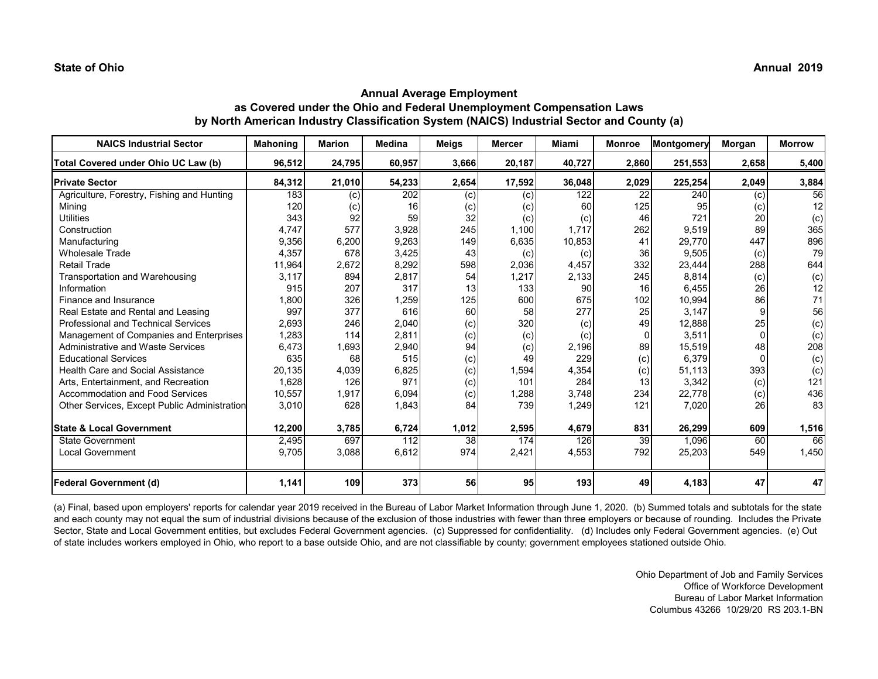**State of Ohio** **Annual 2019**

## Annual Average Employment
### as Covered under the Ohio and Federal Unemployment Compensation Laws
### by North American Industry Classification System (NAICS) Industrial Sector and County (a)

| NAICS Industrial Sector | Mahoning | Marion | Medina | Meigs | Mercer | Miami | Monroe | Montgomery | Morgan | Morrow |
|---|---|---|---|---|---|---|---|---|---|---|
| **Total Covered under Ohio UC Law (b)** | **96,512** | **24,795** | **60,957** | **3,666** | **20,187** | **40,727** | **2,860** | **251,553** | **2,658** | **5,400** |
| **Private Sector** | **84,312** | **21,010** | **54,233** | **2,654** | **17,592** | **36,048** | **2,029** | **225,254** | **2,049** | **3,884** |
| Agriculture, Forestry, Fishing and Hunting | 183 | (c) | 202 | (c) | (c) | 122 | 22 | 240 | (c) | 56 |
| Mining | 120 | (c) | 16 | (c) | (c) | 60 | 125 | 95 | (c) | 12 |
| Utilities | 343 | 92 | 59 | 32 | (c) | (c) | 46 | 721 | 20 | (c) |
| Construction | 4,747 | 577 | 3,928 | 245 | 1,100 | 1,717 | 262 | 9,519 | 89 | 365 |
| Manufacturing | 9,356 | 6,200 | 9,263 | 149 | 6,635 | 10,853 | 41 | 29,770 | 447 | 896 |
| Wholesale Trade | 4,357 | 678 | 3,425 | 43 | (c) | (c) | 36 | 9,505 | (c) | 79 |
| Retail Trade | 11,964 | 2,672 | 8,292 | 598 | 2,036 | 4,457 | 332 | 23,444 | 288 | 644 |
| Transportation and Warehousing | 3,117 | 894 | 2,817 | 54 | 1,217 | 2,133 | 245 | 8,814 | (c) | (c) |
| Information | 915 | 207 | 317 | 13 | 133 | 90 | 16 | 6,455 | 26 | 12 |
| Finance and Insurance | 1,800 | 326 | 1,259 | 125 | 600 | 675 | 102 | 10,994 | 86 | 71 |
| Real Estate and Rental and Leasing | 997 | 377 | 616 | 60 | 58 | 277 | 25 | 3,147 | 9 | 56 |
| Professional and Technical Services | 2,693 | 246 | 2,040 | (c) | 320 | (c) | 49 | 12,888 | 25 | (c) |
| Management of Companies and Enterprises | 1,283 | 114 | 2,811 | (c) | (c) | (c) | 0 | 3,511 | 0 | (c) |
| Administrative and Waste Services | 6,473 | 1,693 | 2,940 | 94 | (c) | 2,196 | 89 | 15,519 | 48 | 208 |
| Educational Services | 635 | 68 | 515 | (c) | 49 | 229 | (c) | 6,379 | 0 | (c) |
| Health Care and Social Assistance | 20,135 | 4,039 | 6,825 | (c) | 1,594 | 4,354 | (c) | 51,113 | 393 | (c) |
| Arts, Entertainment, and Recreation | 1,628 | 126 | 971 | (c) | 101 | 284 | 13 | 3,342 | (c) | 121 |
| Accommodation and Food Services | 10,557 | 1,917 | 6,094 | (c) | 1,288 | 3,748 | 234 | 22,778 | (c) | 436 |
| Other Services, Except Public Administration | 3,010 | 628 | 1,843 | 84 | 739 | 1,249 | 121 | 7,020 | 26 | 83 |
| **State & Local Government** | **12,200** | **3,785** | **6,724** | **1,012** | **2,595** | **4,679** | **831** | **26,299** | **609** | **1,516** |
| State Government | 2,495 | 697 | 112 | 38 | 174 | 126 | 39 | 1,096 | 60 | 66 |
| Local Government | 9,705 | 3,088 | 6,612 | 974 | 2,421 | 4,553 | 792 | 25,203 | 549 | 1,450 |
| **Federal Government (d)** | **1,141** | **109** | **373** | **56** | **95** | **193** | **49** | **4,183** | **47** | **47** |

(a) Final, based upon employers' reports for calendar year 2019 received in the Bureau of Labor Market Information through June 1, 2020. (b) Summed totals and subtotals for the state and each county may not equal the sum of industrial divisions because of the exclusion of those industries with fewer than three employers or because of rounding. Includes the Private Sector, State and Local Government entities, but excludes Federal Government agencies. (c) Suppressed for confidentiality. (d) Includes only Federal Government agencies. (e) Out of state includes workers employed in Ohio, who report to a base outside Ohio, and are not classifiable by county; government employees stationed outside Ohio.

Ohio Department of Job and Family Services
Office of Workforce Development
Bureau of Labor Market Information
Columbus 43266 10/29/20 RS 203.1-BN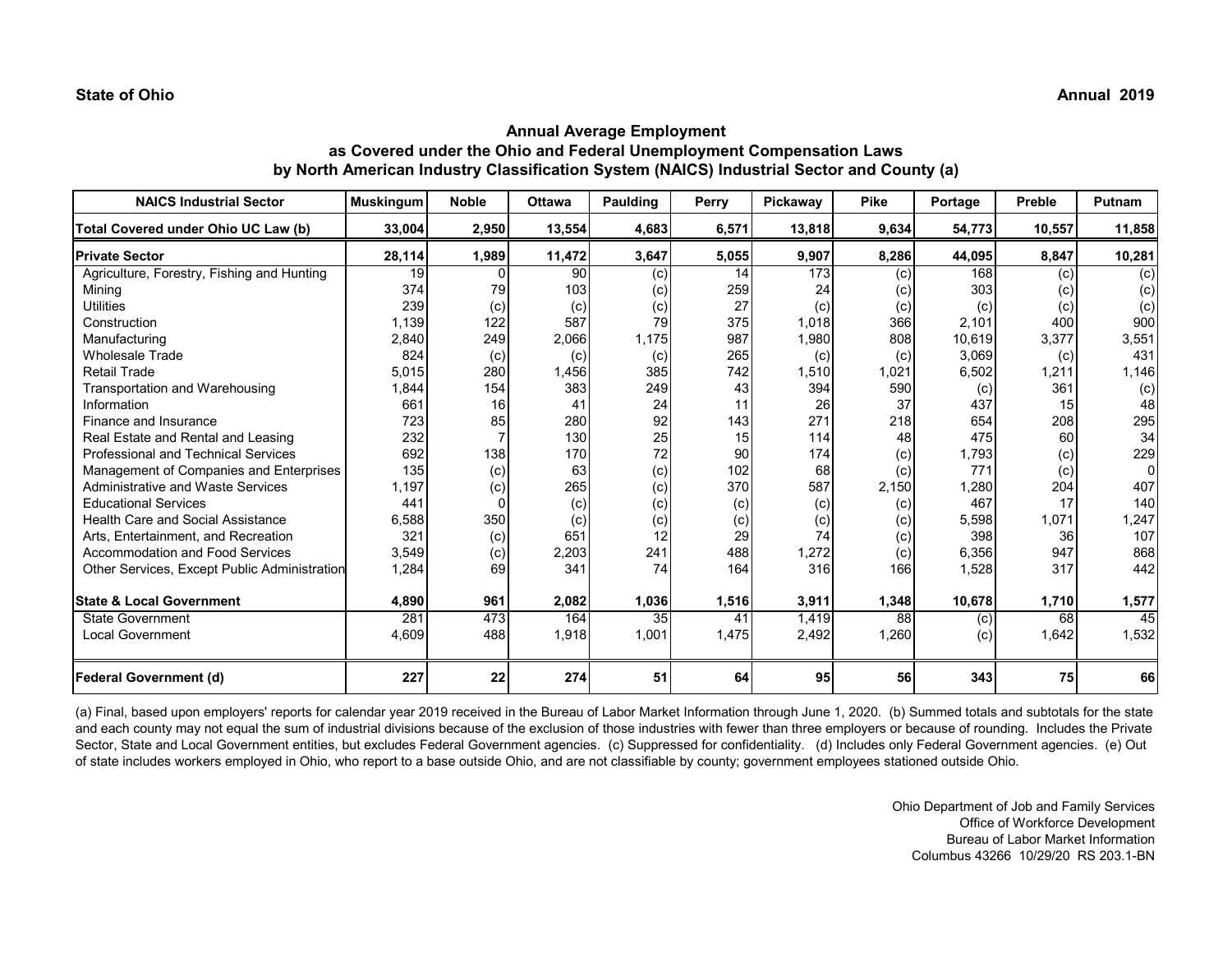**State of Ohio** **Annual 2019**

## Annual Average Employment as Covered under the Ohio and Federal Unemployment Compensation Laws by North American Industry Classification System (NAICS) Industrial Sector and County (a)

| NAICS Industrial Sector | Muskingum | Noble | Ottawa | Paulding | Perry | Pickaway | Pike | Portage | Preble | Putnam |
|---|---|---|---|---|---|---|---|---|---|---|
| **Total Covered under Ohio UC Law (b)** | **33,004** | **2,950** | **13,554** | **4,683** | **6,571** | **13,818** | **9,634** | **54,773** | **10,557** | **11,858** |
| **Private Sector** | **28,114** | **1,989** | **11,472** | **3,647** | **5,055** | **9,907** | **8,286** | **44,095** | **8,847** | **10,281** |
| Agriculture, Forestry, Fishing and Hunting | 19 | 0 | 90 | (c) | 14 | 173 | (c) | 168 | (c) | (c) |
| Mining | 374 | 79 | 103 | (c) | 259 | 24 | (c) | 303 | (c) | (c) |
| Utilities | 239 | (c) | (c) | (c) | 27 | (c) | (c) | (c) | (c) | (c) |
| Construction | 1,139 | 122 | 587 | 79 | 375 | 1,018 | 366 | 2,101 | 400 | 900 |
| Manufacturing | 2,840 | 249 | 2,066 | 1,175 | 987 | 1,980 | 808 | 10,619 | 3,377 | 3,551 |
| Wholesale Trade | 824 | (c) | (c) | (c) | 265 | (c) | (c) | 3,069 | (c) | 431 |
| Retail Trade | 5,015 | 280 | 1,456 | 385 | 742 | 1,510 | 1,021 | 6,502 | 1,211 | 1,146 |
| Transportation and Warehousing | 1,844 | 154 | 383 | 249 | 43 | 394 | 590 | (c) | 361 | (c) |
| Information | 661 | 16 | 41 | 24 | 11 | 26 | 37 | 437 | 15 | 48 |
| Finance and Insurance | 723 | 85 | 280 | 92 | 143 | 271 | 218 | 654 | 208 | 295 |
| Real Estate and Rental and Leasing | 232 | 7 | 130 | 25 | 15 | 114 | 48 | 475 | 60 | 34 |
| Professional and Technical Services | 692 | 138 | 170 | 72 | 90 | 174 | (c) | 1,793 | (c) | 229 |
| Management of Companies and Enterprises | 135 | (c) | 63 | (c) | 102 | 68 | (c) | 771 | (c) | 0 |
| Administrative and Waste Services | 1,197 | (c) | 265 | (c) | 370 | 587 | 2,150 | 1,280 | 204 | 407 |
| Educational Services | 441 | 0 | (c) | (c) | (c) | (c) | (c) | 467 | 17 | 140 |
| Health Care and Social Assistance | 6,588 | 350 | (c) | (c) | (c) | (c) | (c) | 5,598 | 1,071 | 1,247 |
| Arts, Entertainment, and Recreation | 321 | (c) | 651 | 12 | 29 | 74 | (c) | 398 | 36 | 107 |
| Accommodation and Food Services | 3,549 | (c) | 2,203 | 241 | 488 | 1,272 | (c) | 6,356 | 947 | 868 |
| Other Services, Except Public Administration | 1,284 | 69 | 341 | 74 | 164 | 316 | 166 | 1,528 | 317 | 442 |
| **State & Local Government** | **4,890** | **961** | **2,082** | **1,036** | **1,516** | **3,911** | **1,348** | **10,678** | **1,710** | **1,577** |
| State Government | 281 | 473 | 164 | 35 | 41 | 1,419 | 88 | (c) | 68 | 45 |
| Local Government | 4,609 | 488 | 1,918 | 1,001 | 1,475 | 2,492 | 1,260 | (c) | 1,642 | 1,532 |
| **Federal Government (d)** | **227** | **22** | **274** | **51** | **64** | **95** | **56** | **343** | **75** | **66** |

(a) Final, based upon employers' reports for calendar year 2019 received in the Bureau of Labor Market Information through June 1, 2020. (b) Summed totals and subtotals for the state and each county may not equal the sum of industrial divisions because of the exclusion of those industries with fewer than three employers or because of rounding. Includes the Private Sector, State and Local Government entities, but excludes Federal Government agencies. (c) Suppressed for confidentiality. (d) Includes only Federal Government agencies. (e) Out of state includes workers employed in Ohio, who report to a base outside Ohio, and are not classifiable by county; government employees stationed outside Ohio.

Ohio Department of Job and Family Services
Office of Workforce Development
Bureau of Labor Market Information
Columbus 43266 10/29/20 RS 203.1-BN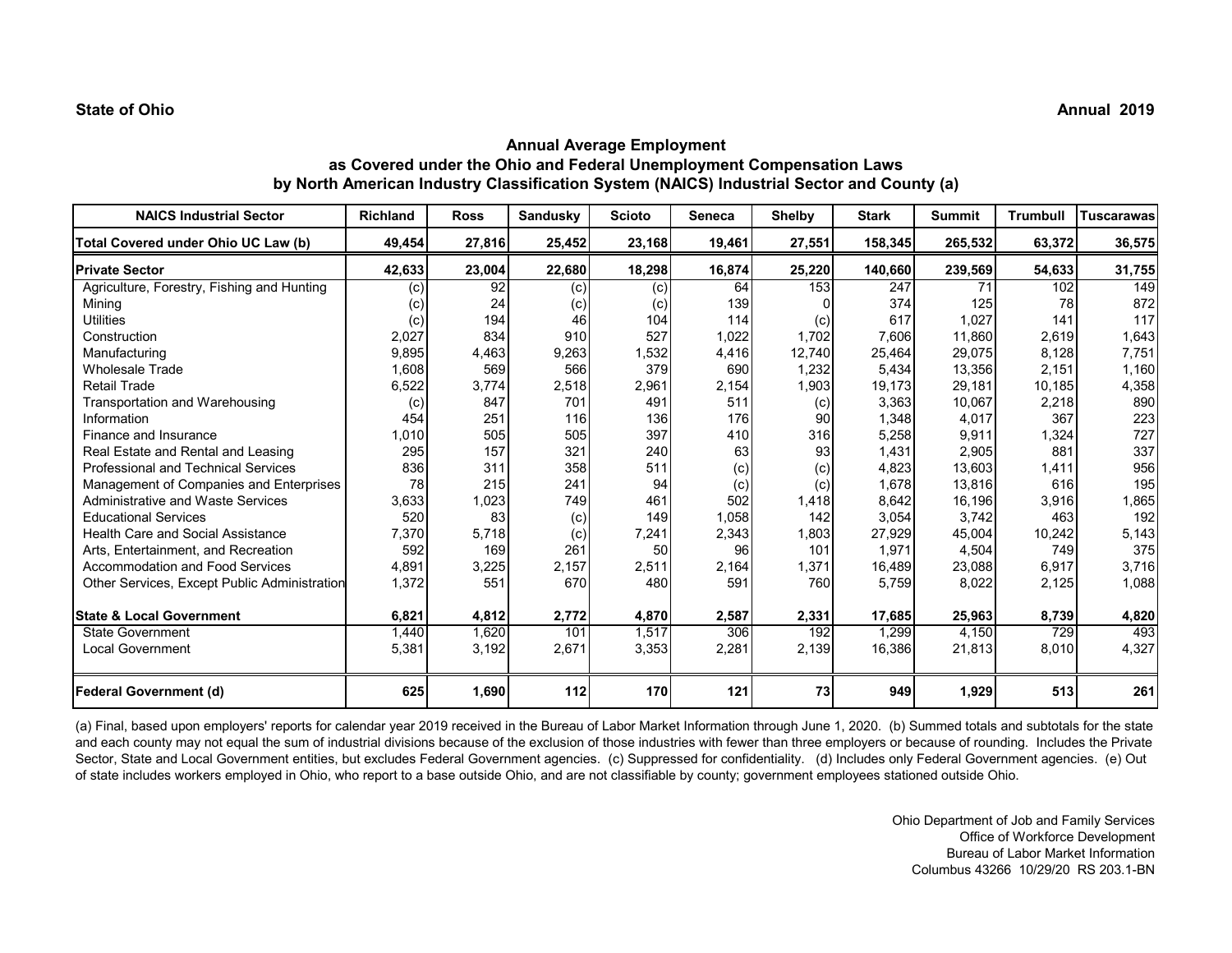**State of Ohio** **Annual 2019**

## Annual Average Employment as Covered under the Ohio and Federal Unemployment Compensation Laws by North American Industry Classification System (NAICS) Industrial Sector and County (a)

| NAICS Industrial Sector | Richland | Ross | Sandusky | Scioto | Seneca | Shelby | Stark | Summit | Trumbull | Tuscarawas |
|---|---|---|---|---|---|---|---|---|---|---|
| **Total Covered under Ohio UC Law (b)** | **49,454** | **27,816** | **25,452** | **23,168** | **19,461** | **27,551** | **158,345** | **265,532** | **63,372** | **36,575** |
| **Private Sector** | **42,633** | **23,004** | **22,680** | **18,298** | **16,874** | **25,220** | **140,660** | **239,569** | **54,633** | **31,755** |
| Agriculture, Forestry, Fishing and Hunting | (c) | 92 | (c) | (c) | 64 | 153 | 247 | 71 | 102 | 149 |
| Mining | (c) | 24 | (c) | (c) | 139 | 0 | 374 | 125 | 78 | 872 |
| Utilities | (c) | 194 | 46 | 104 | 114 | (c) | 617 | 1,027 | 141 | 117 |
| Construction | 2,027 | 834 | 910 | 527 | 1,022 | 1,702 | 7,606 | 11,860 | 2,619 | 1,643 |
| Manufacturing | 9,895 | 4,463 | 9,263 | 1,532 | 4,416 | 12,740 | 25,464 | 29,075 | 8,128 | 7,751 |
| Wholesale Trade | 1,608 | 569 | 566 | 379 | 690 | 1,232 | 5,434 | 13,356 | 2,151 | 1,160 |
| Retail Trade | 6,522 | 3,774 | 2,518 | 2,961 | 2,154 | 1,903 | 19,173 | 29,181 | 10,185 | 4,358 |
| Transportation and Warehousing | (c) | 847 | 701 | 491 | 511 | (c) | 3,363 | 10,067 | 2,218 | 890 |
| Information | 454 | 251 | 116 | 136 | 176 | 90 | 1,348 | 4,017 | 367 | 223 |
| Finance and Insurance | 1,010 | 505 | 505 | 397 | 410 | 316 | 5,258 | 9,911 | 1,324 | 727 |
| Real Estate and Rental and Leasing | 295 | 157 | 321 | 240 | 63 | 93 | 1,431 | 2,905 | 881 | 337 |
| Professional and Technical Services | 836 | 311 | 358 | 511 | (c) | (c) | 4,823 | 13,603 | 1,411 | 956 |
| Management of Companies and Enterprises | 78 | 215 | 241 | 94 | (c) | (c) | 1,678 | 13,816 | 616 | 195 |
| Administrative and Waste Services | 3,633 | 1,023 | 749 | 461 | 502 | 1,418 | 8,642 | 16,196 | 3,916 | 1,865 |
| Educational Services | 520 | 83 | (c) | 149 | 1,058 | 142 | 3,054 | 3,742 | 463 | 192 |
| Health Care and Social Assistance | 7,370 | 5,718 | (c) | 7,241 | 2,343 | 1,803 | 27,929 | 45,004 | 10,242 | 5,143 |
| Arts, Entertainment, and Recreation | 592 | 169 | 261 | 50 | 96 | 101 | 1,971 | 4,504 | 749 | 375 |
| Accommodation and Food Services | 4,891 | 3,225 | 2,157 | 2,511 | 2,164 | 1,371 | 16,489 | 23,088 | 6,917 | 3,716 |
| Other Services, Except Public Administration | 1,372 | 551 | 670 | 480 | 591 | 760 | 5,759 | 8,022 | 2,125 | 1,088 |
| **State & Local Government** | **6,821** | **4,812** | **2,772** | **4,870** | **2,587** | **2,331** | **17,685** | **25,963** | **8,739** | **4,820** |
| State Government | 1,440 | 1,620 | 101 | 1,517 | 306 | 192 | 1,299 | 4,150 | 729 | 493 |
| Local Government | 5,381 | 3,192 | 2,671 | 3,353 | 2,281 | 2,139 | 16,386 | 21,813 | 8,010 | 4,327 |
| **Federal Government (d)** | **625** | **1,690** | **112** | **170** | **121** | **73** | **949** | **1,929** | **513** | **261** |

(a) Final, based upon employers' reports for calendar year 2019 received in the Bureau of Labor Market Information through June 1, 2020. (b) Summed totals and subtotals for the state and each county may not equal the sum of industrial divisions because of the exclusion of those industries with fewer than three employers or because of rounding. Includes the Private Sector, State and Local Government entities, but excludes Federal Government agencies. (c) Suppressed for confidentiality. (d) Includes only Federal Government agencies. (e) Out of state includes workers employed in Ohio, who report to a base outside Ohio, and are not classifiable by county; government employees stationed outside Ohio.

Ohio Department of Job and Family Services
Office of Workforce Development
Bureau of Labor Market Information
Columbus 43266 10/29/20 RS 203.1-BN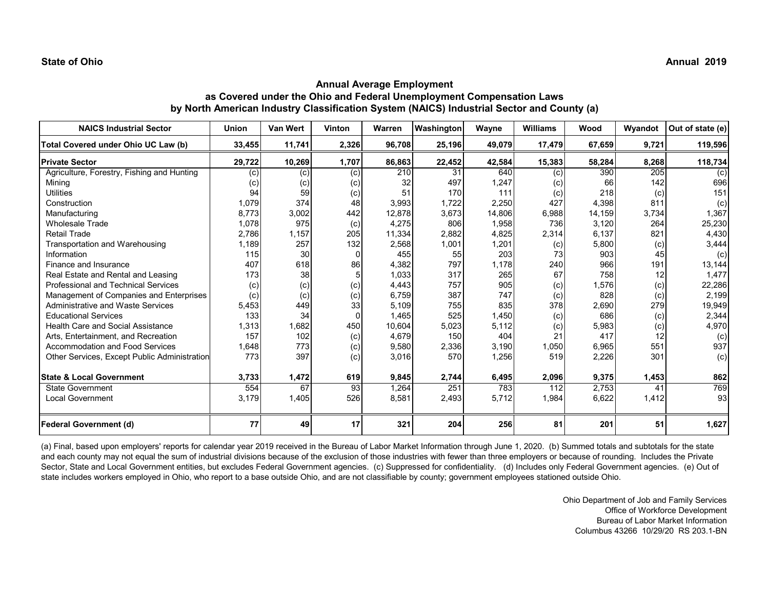**State of Ohio** **Annual 2019**

## Annual Average Employment
## as Covered under the Ohio and Federal Unemployment Compensation Laws
## by North American Industry Classification System (NAICS) Industrial Sector and County (a)

| NAICS Industrial Sector | Union | Van Wert | Vinton | Warren | Washington | Wayne | Williams | Wood | Wyandot | Out of state (e) |
|---|---|---|---|---|---|---|---|---|---|---|
| **Total Covered under Ohio UC Law (b)** | **33,455** | **11,741** | **2,326** | **96,708** | **25,196** | **49,079** | **17,479** | **67,659** | **9,721** | **119,596** |
| **Private Sector** | **29,722** | **10,269** | **1,707** | **86,863** | **22,452** | **42,584** | **15,383** | **58,284** | **8,268** | **118,734** |
| Agriculture, Forestry, Fishing and Hunting | (c) | (c) | (c) | 210 | 31 | 640 | (c) | 390 | 205 | (c) |
| Mining | (c) | (c) | (c) | 32 | 497 | 1,247 | (c) | 66 | 142 | 696 |
| Utilities | 94 | 59 | (c) | 51 | 170 | 111 | (c) | 218 | (c) | 151 |
| Construction | 1,079 | 374 | 48 | 3,993 | 1,722 | 2,250 | 427 | 4,398 | 811 | (c) |
| Manufacturing | 8,773 | 3,002 | 442 | 12,878 | 3,673 | 14,806 | 6,988 | 14,159 | 3,734 | 1,367 |
| Wholesale Trade | 1,078 | 975 | (c) | 4,275 | 806 | 1,958 | 736 | 3,120 | 264 | 25,230 |
| Retail Trade | 2,786 | 1,157 | 205 | 11,334 | 2,882 | 4,825 | 2,314 | 6,137 | 821 | 4,430 |
| Transportation and Warehousing | 1,189 | 257 | 132 | 2,568 | 1,001 | 1,201 | (c) | 5,800 | (c) | 3,444 |
| Information | 115 | 30 | 0 | 455 | 55 | 203 | 73 | 903 | 45 | (c) |
| Finance and Insurance | 407 | 618 | 86 | 4,382 | 797 | 1,178 | 240 | 966 | 191 | 13,144 |
| Real Estate and Rental and Leasing | 173 | 38 | 5 | 1,033 | 317 | 265 | 67 | 758 | 12 | 1,477 |
| Professional and Technical Services | (c) | (c) | (c) | 4,443 | 757 | 905 | (c) | 1,576 | (c) | 22,286 |
| Management of Companies and Enterprises | (c) | (c) | (c) | 6,759 | 387 | 747 | (c) | 828 | (c) | 2,199 |
| Administrative and Waste Services | 5,453 | 449 | 33 | 5,109 | 755 | 835 | 378 | 2,690 | 279 | 19,949 |
| Educational Services | 133 | 34 | 0 | 1,465 | 525 | 1,450 | (c) | 686 | (c) | 2,344 |
| Health Care and Social Assistance | 1,313 | 1,682 | 450 | 10,604 | 5,023 | 5,112 | (c) | 5,983 | (c) | 4,970 |
| Arts, Entertainment, and Recreation | 157 | 102 | (c) | 4,679 | 150 | 404 | 21 | 417 | 12 | (c) |
| Accommodation and Food Services | 1,648 | 773 | (c) | 9,580 | 2,336 | 3,190 | 1,050 | 6,965 | 551 | 937 |
| Other Services, Except Public Administration | 773 | 397 | (c) | 3,016 | 570 | 1,256 | 519 | 2,226 | 301 | (c) |
| **State & Local Government** | **3,733** | **1,472** | **619** | **9,845** | **2,744** | **6,495** | **2,096** | **9,375** | **1,453** | **862** |
| State Government | 554 | 67 | 93 | 1,264 | 251 | 783 | 112 | 2,753 | 41 | 769 |
| Local Government | 3,179 | 1,405 | 526 | 8,581 | 2,493 | 5,712 | 1,984 | 6,622 | 1,412 | 93 |
| **Federal Government (d)** | **77** | **49** | **17** | **321** | **204** | **256** | **81** | **201** | **51** | **1,627** |

(a) Final, based upon employers' reports for calendar year 2019 received in the Bureau of Labor Market Information through June 1, 2020. (b) Summed totals and subtotals for the state and each county may not equal the sum of industrial divisions because of the exclusion of those industries with fewer than three employers or because of rounding. Includes the Private Sector, State and Local Government entities, but excludes Federal Government agencies. (c) Suppressed for confidentiality. (d) Includes only Federal Government agencies. (e) Out of state includes workers employed in Ohio, who report to a base outside Ohio, and are not classifiable by county; government employees stationed outside Ohio.

Ohio Department of Job and Family Services
Office of Workforce Development
Bureau of Labor Market Information
Columbus 43266 10/29/20 RS 203.1-BN